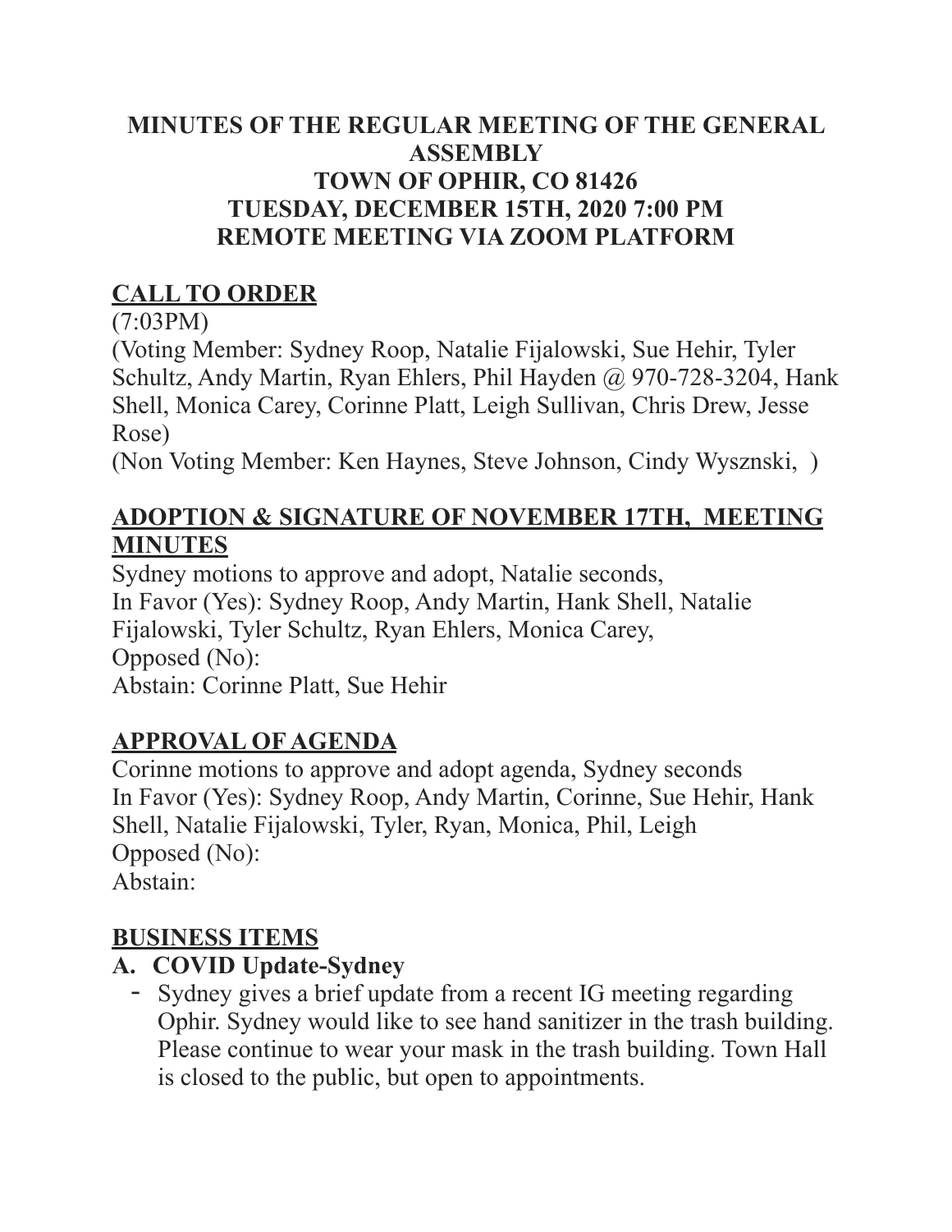# MINUTES OF THE REGULAR MEETING OF THE GENERAL ASSEMBLY
# TOWN OF OPHIR, CO 81426
# TUESDAY, DECEMBER 15TH, 2020 7:00 PM
# REMOTE MEETING VIA ZOOM PLATFORM

## CALL TO ORDER

(7:03PM)

(Voting Member: Sydney Roop, Natalie Fijalowski, Sue Hehir, Tyler Schultz, Andy Martin, Ryan Ehlers, Phil Hayden @ 970-728-3204, Hank Shell, Monica Carey, Corinne Platt, Leigh Sullivan, Chris Drew, Jesse Rose)

(Non Voting Member: Ken Haynes, Steve Johnson, Cindy Wysznski, )

## ADOPTION & SIGNATURE OF NOVEMBER 17TH, MEETING MINUTES

Sydney motions to approve and adopt, Natalie seconds,
In Favor (Yes): Sydney Roop, Andy Martin, Hank Shell, Natalie Fijalowski, Tyler Schultz, Ryan Ehlers, Monica Carey,
Opposed (No):
Abstain: Corinne Platt, Sue Hehir

## APPROVAL OF AGENDA

Corinne motions to approve and adopt agenda, Sydney seconds
In Favor (Yes): Sydney Roop, Andy Martin, Corinne, Sue Hehir, Hank Shell, Natalie Fijalowski, Tyler, Ryan, Monica, Phil, Leigh
Opposed (No):
Abstain:

## BUSINESS ITEMS

### A. COVID Update-Sydney

- Sydney gives a brief update from a recent IG meeting regarding Ophir. Sydney would like to see hand sanitizer in the trash building. Please continue to wear your mask in the trash building. Town Hall is closed to the public, but open to appointments.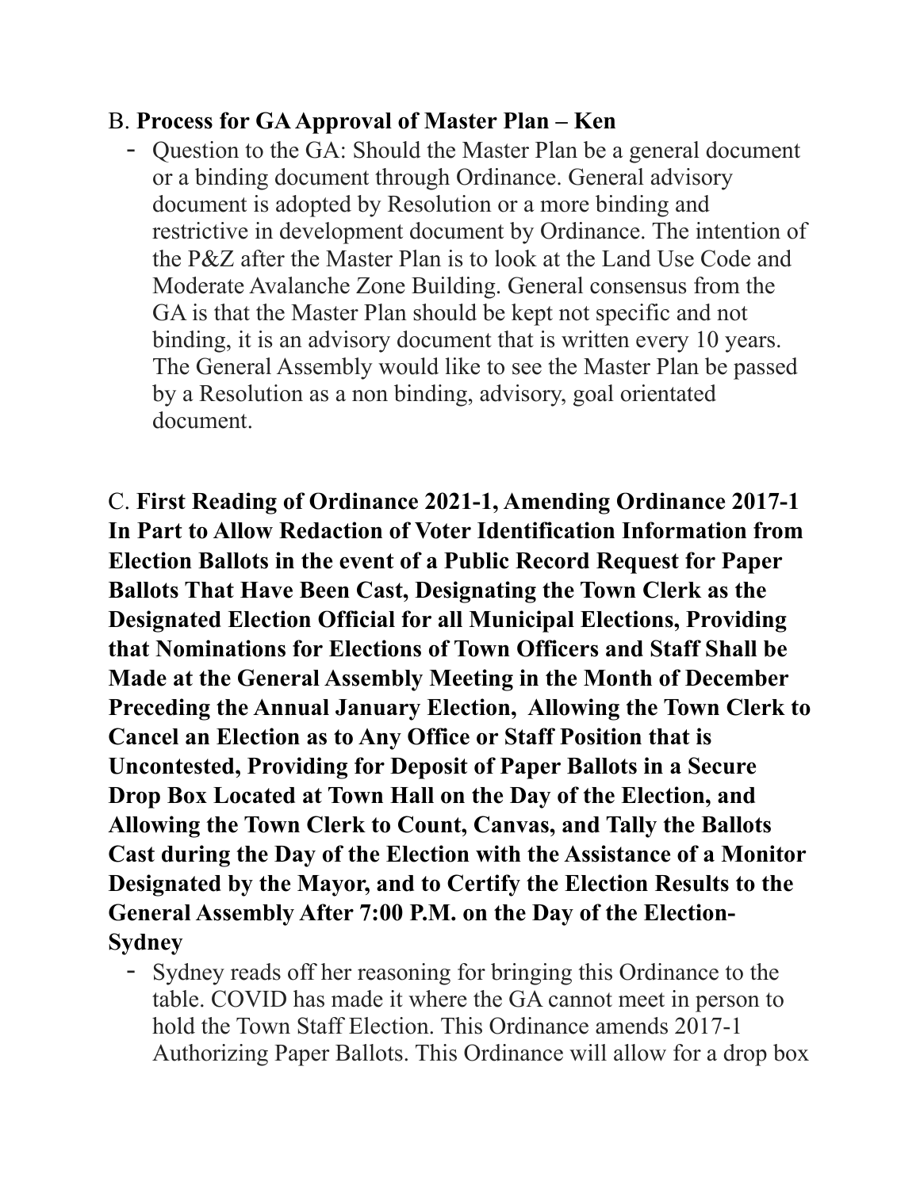B. **Process for GA Approval of Master Plan – Ken**

- Question to the GA: Should the Master Plan be a general document or a binding document through Ordinance. General advisory document is adopted by Resolution or a more binding and restrictive in development document by Ordinance. The intention of the P&Z after the Master Plan is to look at the Land Use Code and Moderate Avalanche Zone Building. General consensus from the GA is that the Master Plan should be kept not specific and not binding, it is an advisory document that is written every 10 years. The General Assembly would like to see the Master Plan be passed by a Resolution as a non binding, advisory, goal orientated document.

C. **First Reading of Ordinance 2021-1, Amending Ordinance 2017-1 In Part to Allow Redaction of Voter Identification Information from Election Ballots in the event of a Public Record Request for Paper Ballots That Have Been Cast, Designating the Town Clerk as the Designated Election Official for all Municipal Elections, Providing that Nominations for Elections of Town Officers and Staff Shall be Made at the General Assembly Meeting in the Month of December Preceding the Annual January Election, Allowing the Town Clerk to Cancel an Election as to Any Office or Staff Position that is Uncontested, Providing for Deposit of Paper Ballots in a Secure Drop Box Located at Town Hall on the Day of the Election, and Allowing the Town Clerk to Count, Canvas, and Tally the Ballots Cast during the Day of the Election with the Assistance of a Monitor Designated by the Mayor, and to Certify the Election Results to the General Assembly After 7:00 P.M. on the Day of the Election- Sydney**

- Sydney reads off her reasoning for bringing this Ordinance to the table. COVID has made it where the GA cannot meet in person to hold the Town Staff Election. This Ordinance amends 2017-1 Authorizing Paper Ballots. This Ordinance will allow for a drop box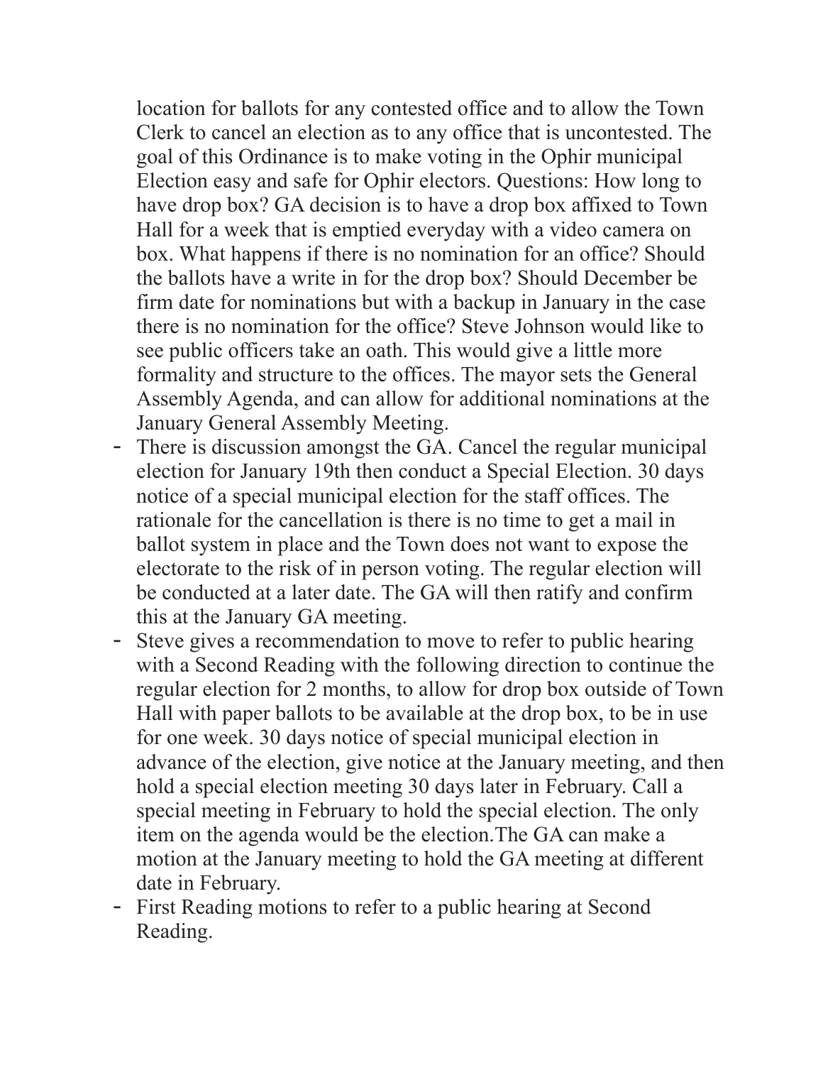location for ballots for any contested office and to allow the Town Clerk to cancel an election as to any office that is uncontested. The goal of this Ordinance is to make voting in the Ophir municipal Election easy and safe for Ophir electors. Questions: How long to have drop box? GA decision is to have a drop box affixed to Town Hall for a week that is emptied everyday with a video camera on box. What happens if there is no nomination for an office? Should the ballots have a write in for the drop box? Should December be firm date for nominations but with a backup in January in the case there is no nomination for the office? Steve Johnson would like to see public officers take an oath. This would give a little more formality and structure to the offices. The mayor sets the General Assembly Agenda, and can allow for additional nominations at the January General Assembly Meeting.

- There is discussion amongst the GA. Cancel the regular municipal election for January 19th then conduct a Special Election. 30 days notice of a special municipal election for the staff offices. The rationale for the cancellation is there is no time to get a mail in ballot system in place and the Town does not want to expose the electorate to the risk of in person voting. The regular election will be conducted at a later date. The GA will then ratify and confirm this at the January GA meeting.
- Steve gives a recommendation to move to refer to public hearing with a Second Reading with the following direction to continue the regular election for 2 months, to allow for drop box outside of Town Hall with paper ballots to be available at the drop box, to be in use for one week. 30 days notice of special municipal election in advance of the election, give notice at the January meeting, and then hold a special election meeting 30 days later in February. Call a special meeting in February to hold the special election. The only item on the agenda would be the election.The GA can make a motion at the January meeting to hold the GA meeting at different date in February.
- First Reading motions to refer to a public hearing at Second Reading.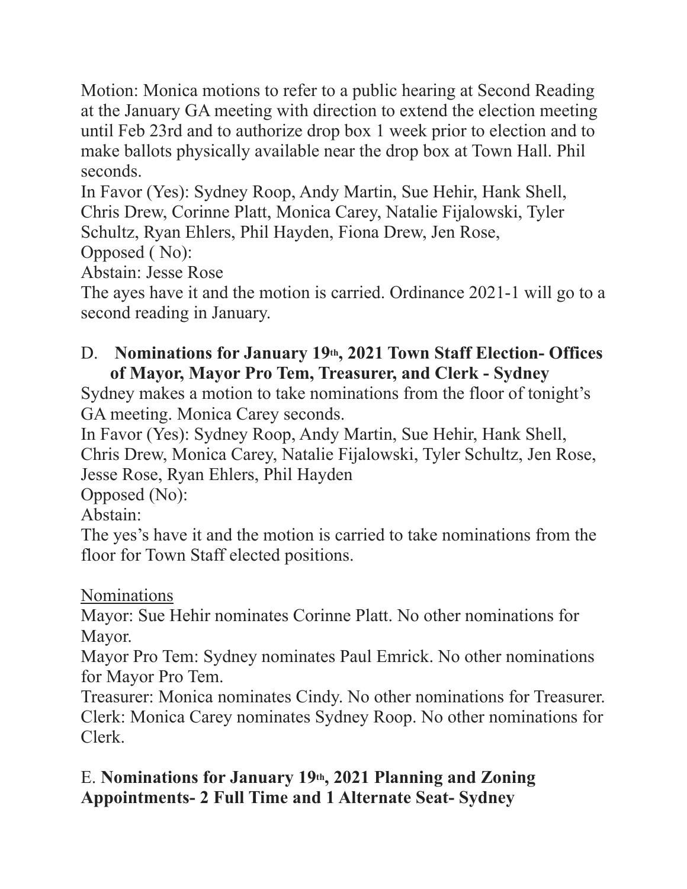Motion: Monica motions to refer to a public hearing at Second Reading at the January GA meeting with direction to extend the election meeting until Feb 23rd and to authorize drop box 1 week prior to election and to make ballots physically available near the drop box at Town Hall. Phil seconds.

In Favor (Yes): Sydney Roop, Andy Martin, Sue Hehir, Hank Shell, Chris Drew, Corinne Platt, Monica Carey, Natalie Fijalowski, Tyler Schultz, Ryan Ehlers, Phil Hayden, Fiona Drew, Jen Rose,

Opposed ( No):

Abstain: Jesse Rose

The ayes have it and the motion is carried. Ordinance 2021-1 will go to a second reading in January.

D. **Nominations for January 19th, 2021 Town Staff Election- Offices of Mayor, Mayor Pro Tem, Treasurer, and Clerk - Sydney**

Sydney makes a motion to take nominations from the floor of tonight's GA meeting. Monica Carey seconds.

In Favor (Yes): Sydney Roop, Andy Martin, Sue Hehir, Hank Shell, Chris Drew, Monica Carey, Natalie Fijalowski, Tyler Schultz, Jen Rose, Jesse Rose, Ryan Ehlers, Phil Hayden

Opposed (No):

Abstain:

The yes's have it and the motion is carried to take nominations from the floor for Town Staff elected positions.

<u>Nominations</u>

Mayor: Sue Hehir nominates Corinne Platt. No other nominations for Mayor.

Mayor Pro Tem: Sydney nominates Paul Emrick. No other nominations for Mayor Pro Tem.

Treasurer: Monica nominates Cindy. No other nominations for Treasurer.

Clerk: Monica Carey nominates Sydney Roop. No other nominations for Clerk.

E. **Nominations for January 19th, 2021 Planning and Zoning Appointments- 2 Full Time and 1 Alternate Seat- Sydney**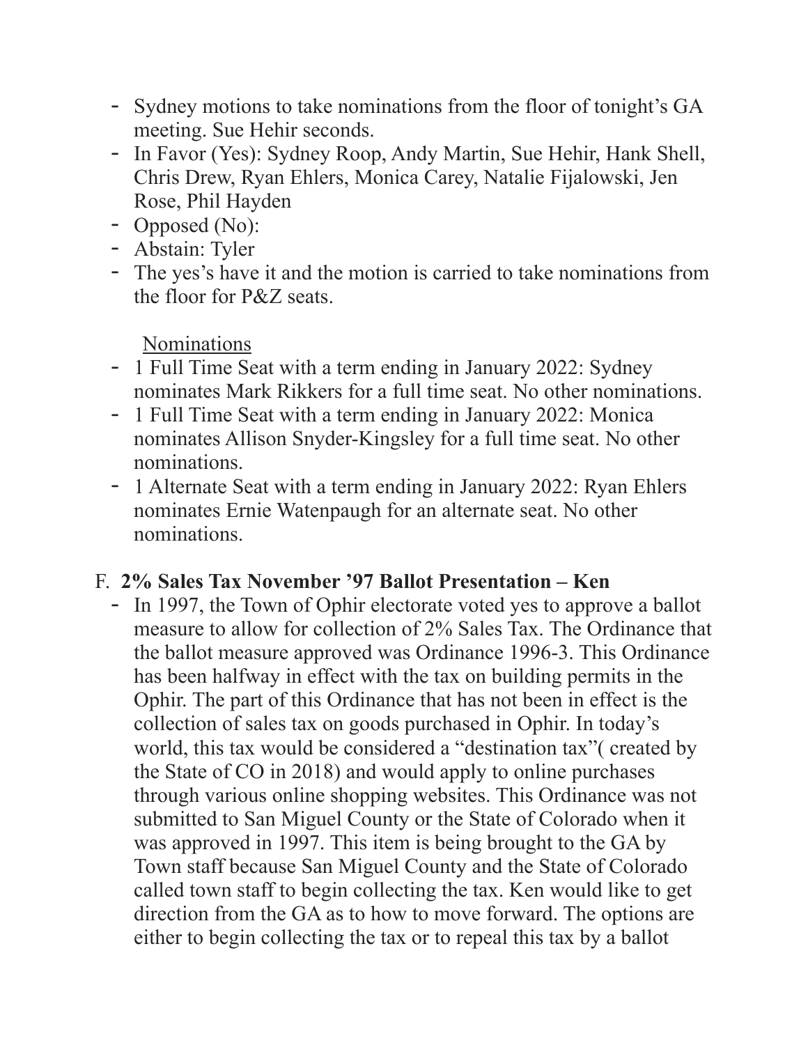- Sydney motions to take nominations from the floor of tonight's GA meeting. Sue Hehir seconds.
- In Favor (Yes): Sydney Roop, Andy Martin, Sue Hehir, Hank Shell, Chris Drew, Ryan Ehlers, Monica Carey, Natalie Fijalowski, Jen Rose, Phil Hayden
- Opposed (No):
- Abstain: Tyler
- The yes's have it and the motion is carried to take nominations from the floor for P&Z seats.

<u>Nominations</u>

- 1 Full Time Seat with a term ending in January 2022: Sydney nominates Mark Rikkers for a full time seat. No other nominations.
- 1 Full Time Seat with a term ending in January 2022: Monica nominates Allison Snyder-Kingsley for a full time seat. No other nominations.
- 1 Alternate Seat with a term ending in January 2022: Ryan Ehlers nominates Ernie Watenpaugh for an alternate seat. No other nominations.

F. **2% Sales Tax November '97 Ballot Presentation – Ken**

- In 1997, the Town of Ophir electorate voted yes to approve a ballot measure to allow for collection of 2% Sales Tax. The Ordinance that the ballot measure approved was Ordinance 1996-3. This Ordinance has been halfway in effect with the tax on building permits in the Ophir. The part of this Ordinance that has not been in effect is the collection of sales tax on goods purchased in Ophir. In today's world, this tax would be considered a "destination tax"( created by the State of CO in 2018) and would apply to online purchases through various online shopping websites. This Ordinance was not submitted to San Miguel County or the State of Colorado when it was approved in 1997. This item is being brought to the GA by Town staff because San Miguel County and the State of Colorado called town staff to begin collecting the tax. Ken would like to get direction from the GA as to how to move forward. The options are either to begin collecting the tax or to repeal this tax by a ballot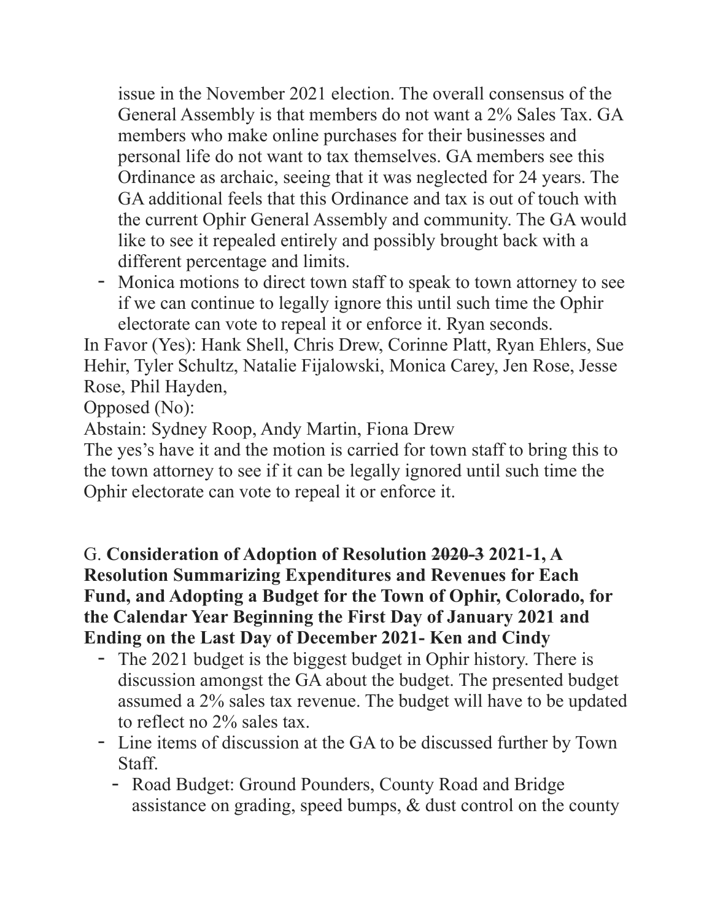issue in the November 2021 election. The overall consensus of the General Assembly is that members do not want a 2% Sales Tax. GA members who make online purchases for their businesses and personal life do not want to tax themselves. GA members see this Ordinance as archaic, seeing that it was neglected for 24 years. The GA additional feels that this Ordinance and tax is out of touch with the current Ophir General Assembly and community. The GA would like to see it repealed entirely and possibly brought back with a different percentage and limits.

- Monica motions to direct town staff to speak to town attorney to see if we can continue to legally ignore this until such time the Ophir electorate can vote to repeal it or enforce it. Ryan seconds.

In Favor (Yes): Hank Shell, Chris Drew, Corinne Platt, Ryan Ehlers, Sue Hehir, Tyler Schultz, Natalie Fijalowski, Monica Carey, Jen Rose, Jesse Rose, Phil Hayden,

Opposed (No):

Abstain: Sydney Roop, Andy Martin, Fiona Drew

The yes's have it and the motion is carried for town staff to bring this to the town attorney to see if it can be legally ignored until such time the Ophir electorate can vote to repeal it or enforce it.

G. **Consideration of Adoption of Resolution ~~2020-3~~ 2021-1, A Resolution Summarizing Expenditures and Revenues for Each Fund, and Adopting a Budget for the Town of Ophir, Colorado, for the Calendar Year Beginning the First Day of January 2021 and Ending on the Last Day of December 2021- Ken and Cindy**

- The 2021 budget is the biggest budget in Ophir history. There is discussion amongst the GA about the budget. The presented budget assumed a 2% sales tax revenue. The budget will have to be updated to reflect no 2% sales tax.
- Line items of discussion at the GA to be discussed further by Town Staff.
  - Road Budget: Ground Pounders, County Road and Bridge assistance on grading, speed bumps, & dust control on the county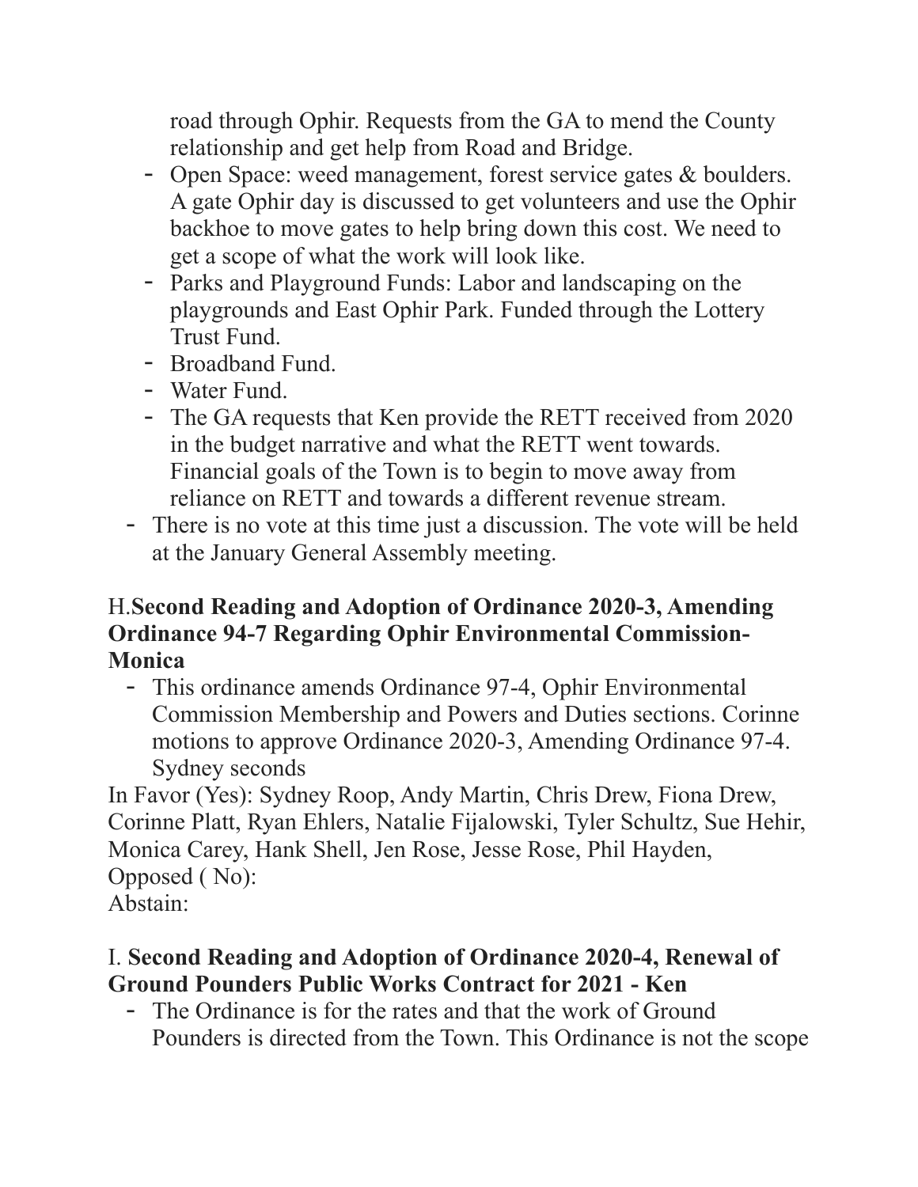road through Ophir. Requests from the GA to mend the County relationship and get help from Road and Bridge.

- Open Space: weed management, forest service gates & boulders. A gate Ophir day is discussed to get volunteers and use the Ophir backhoe to move gates to help bring down this cost. We need to get a scope of what the work will look like.
- Parks and Playground Funds: Labor and landscaping on the playgrounds and East Ophir Park. Funded through the Lottery Trust Fund.
- Broadband Fund.
- Water Fund.
- The GA requests that Ken provide the RETT received from 2020 in the budget narrative and what the RETT went towards. Financial goals of the Town is to begin to move away from reliance on RETT and towards a different revenue stream.

- There is no vote at this time just a discussion. The vote will be held at the January General Assembly meeting.

### H.**Second Reading and Adoption of Ordinance 2020-3, Amending Ordinance 94-7 Regarding Ophir Environmental Commission-Monica**

- This ordinance amends Ordinance 97-4, Ophir Environmental Commission Membership and Powers and Duties sections. Corinne motions to approve Ordinance 2020-3, Amending Ordinance 97-4. Sydney seconds

In Favor (Yes): Sydney Roop, Andy Martin, Chris Drew, Fiona Drew, Corinne Platt, Ryan Ehlers, Natalie Fijalowski, Tyler Schultz, Sue Hehir, Monica Carey, Hank Shell, Jen Rose, Jesse Rose, Phil Hayden,
Opposed ( No):
Abstain:

### I. **Second Reading and Adoption of Ordinance 2020-4, Renewal of Ground Pounders Public Works Contract for 2021 - Ken**

- The Ordinance is for the rates and that the work of Ground Pounders is directed from the Town. This Ordinance is not the scope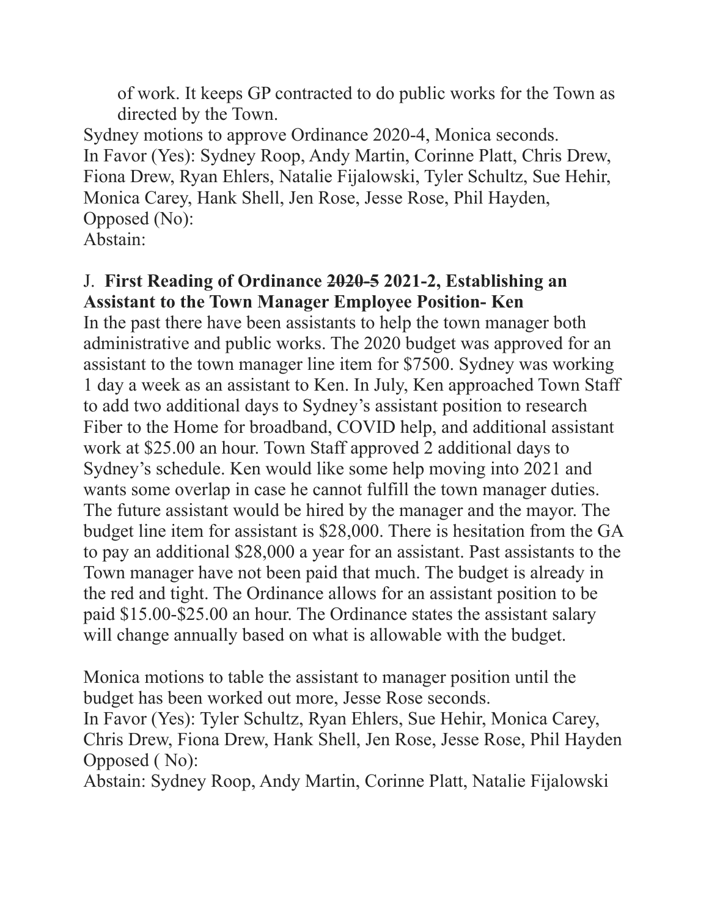of work. It keeps GP contracted to do public works for the Town as directed by the Town.

Sydney motions to approve Ordinance 2020-4, Monica seconds.
In Favor (Yes): Sydney Roop, Andy Martin, Corinne Platt, Chris Drew, Fiona Drew, Ryan Ehlers, Natalie Fijalowski, Tyler Schultz, Sue Hehir, Monica Carey, Hank Shell, Jen Rose, Jesse Rose, Phil Hayden,
Opposed (No):
Abstain:

J. **First Reading of Ordinance ~~2020-5~~ 2021-2, Establishing an Assistant to the Town Manager Employee Position- Ken**

In the past there have been assistants to help the town manager both administrative and public works. The 2020 budget was approved for an assistant to the town manager line item for $7500. Sydney was working 1 day a week as an assistant to Ken. In July, Ken approached Town Staff to add two additional days to Sydney's assistant position to research Fiber to the Home for broadband, COVID help, and additional assistant work at $25.00 an hour. Town Staff approved 2 additional days to Sydney's schedule. Ken would like some help moving into 2021 and wants some overlap in case he cannot fulfill the town manager duties. The future assistant would be hired by the manager and the mayor. The budget line item for assistant is $28,000. There is hesitation from the GA to pay an additional $28,000 a year for an assistant. Past assistants to the Town manager have not been paid that much. The budget is already in the red and tight. The Ordinance allows for an assistant position to be paid $15.00-$25.00 an hour. The Ordinance states the assistant salary will change annually based on what is allowable with the budget.

Monica motions to table the assistant to manager position until the budget has been worked out more, Jesse Rose seconds.
In Favor (Yes): Tyler Schultz, Ryan Ehlers, Sue Hehir, Monica Carey, Chris Drew, Fiona Drew, Hank Shell, Jen Rose, Jesse Rose, Phil Hayden
Opposed ( No):
Abstain: Sydney Roop, Andy Martin, Corinne Platt, Natalie Fijalowski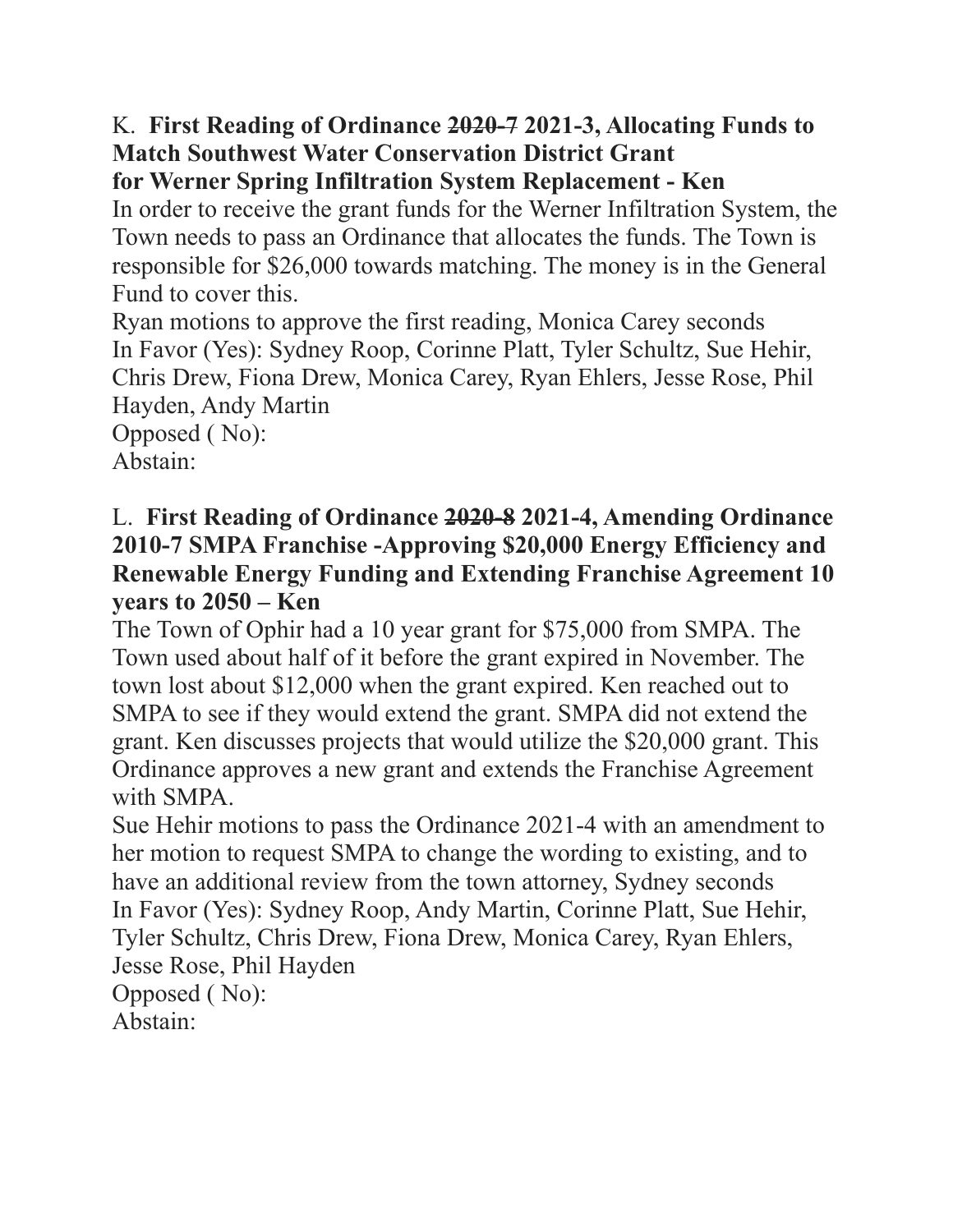K. **First Reading of Ordinance ~~2020-7~~ 2021-3, Allocating Funds to Match Southwest Water Conservation District Grant for Werner Spring Infiltration System Replacement - Ken**

In order to receive the grant funds for the Werner Infiltration System, the Town needs to pass an Ordinance that allocates the funds. The Town is responsible for $26,000 towards matching. The money is in the General Fund to cover this.

Ryan motions to approve the first reading, Monica Carey seconds
In Favor (Yes): Sydney Roop, Corinne Platt, Tyler Schultz, Sue Hehir, Chris Drew, Fiona Drew, Monica Carey, Ryan Ehlers, Jesse Rose, Phil Hayden, Andy Martin
Opposed ( No):
Abstain:

L. **First Reading of Ordinance ~~2020-8~~ 2021-4, Amending Ordinance 2010-7 SMPA Franchise -Approving $20,000 Energy Efficiency and Renewable Energy Funding and Extending Franchise Agreement 10 years to 2050 – Ken**

The Town of Ophir had a 10 year grant for $75,000 from SMPA. The Town used about half of it before the grant expired in November. The town lost about $12,000 when the grant expired. Ken reached out to SMPA to see if they would extend the grant. SMPA did not extend the grant. Ken discusses projects that would utilize the $20,000 grant. This Ordinance approves a new grant and extends the Franchise Agreement with SMPA.

Sue Hehir motions to pass the Ordinance 2021-4 with an amendment to her motion to request SMPA to change the wording to existing, and to have an additional review from the town attorney, Sydney seconds
In Favor (Yes): Sydney Roop, Andy Martin, Corinne Platt, Sue Hehir, Tyler Schultz, Chris Drew, Fiona Drew, Monica Carey, Ryan Ehlers, Jesse Rose, Phil Hayden
Opposed ( No):
Abstain: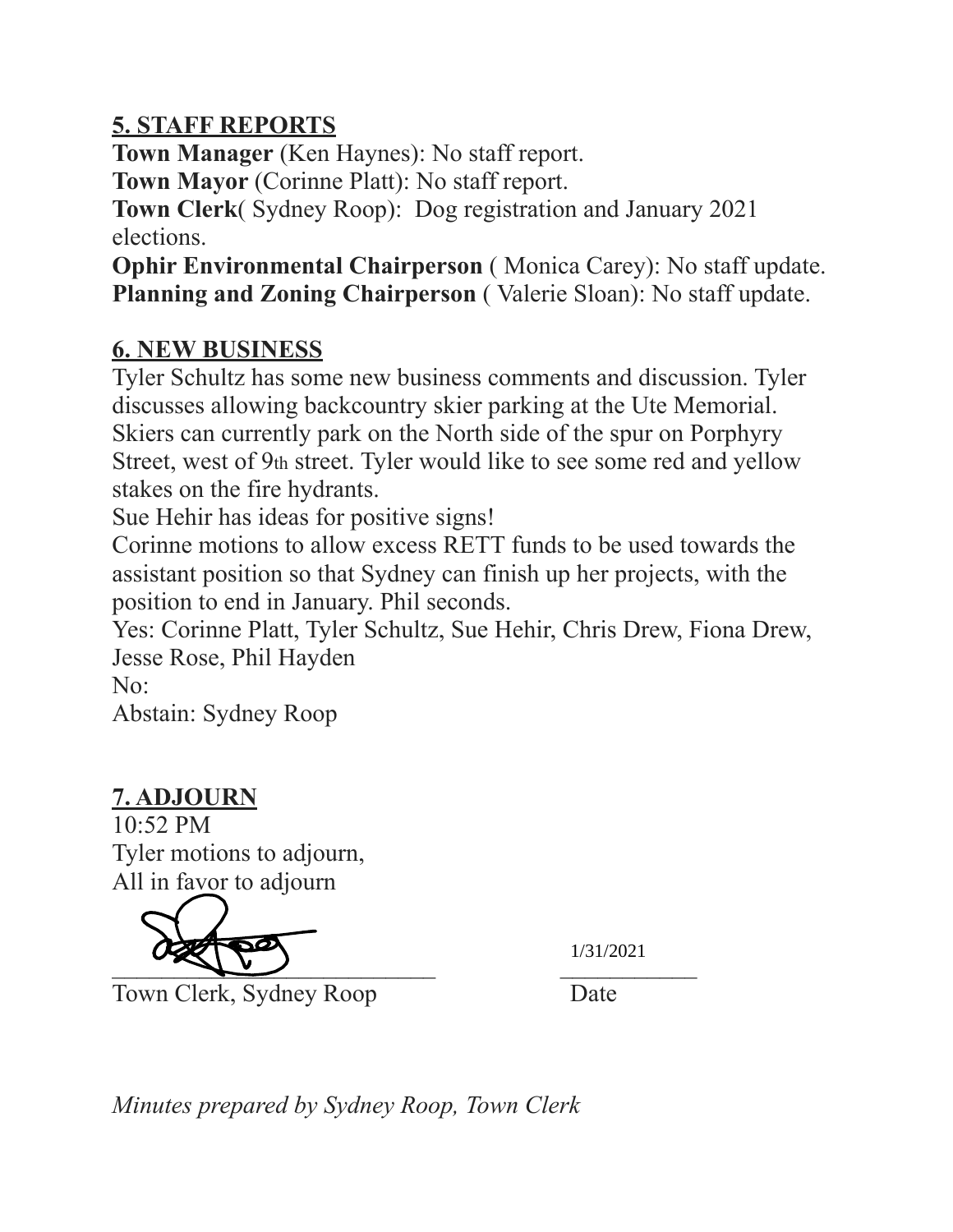## 5. STAFF REPORTS

**Town Manager** (Ken Haynes): No staff report.
**Town Mayor** (Corinne Platt): No staff report.
**Town Clerk**( Sydney Roop): Dog registration and January 2021 elections.
**Ophir Environmental Chairperson** ( Monica Carey): No staff update.
**Planning and Zoning Chairperson** ( Valerie Sloan): No staff update.

## 6. NEW BUSINESS

Tyler Schultz has some new business comments and discussion. Tyler discusses allowing backcountry skier parking at the Ute Memorial. Skiers can currently park on the North side of the spur on Porphyry Street, west of 9th street. Tyler would like to see some red and yellow stakes on the fire hydrants.
Sue Hehir has ideas for positive signs!
Corinne motions to allow excess RETT funds to be used towards the assistant position so that Sydney can finish up her projects, with the position to end in January. Phil seconds.
Yes: Corinne Platt, Tyler Schultz, Sue Hehir, Chris Drew, Fiona Drew, Jesse Rose, Phil Hayden
No:
Abstain: Sydney Roop

## 7. ADJOURN

10:52 PM
Tyler motions to adjourn,
All in favor to adjourn

______________________________ 1/31/2021
Town Clerk, Sydney Roop Date

*Minutes prepared by Sydney Roop, Town Clerk*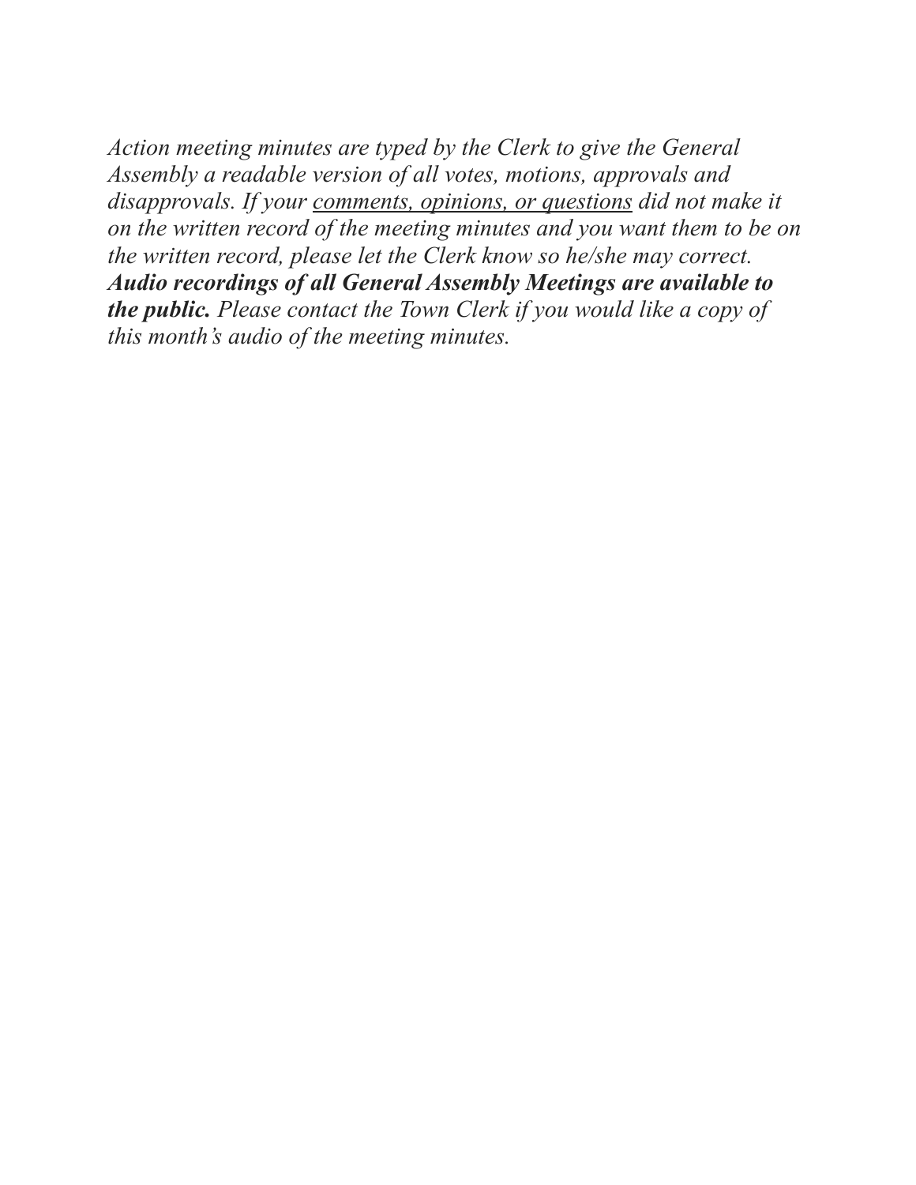*Action meeting minutes are typed by the Clerk to give the General Assembly a readable version of all votes, motions, approvals and disapprovals. If your <u>comments, opinions, or questions</u> did not make it on the written record of the meeting minutes and you want them to be on the written record, please let the Clerk know so he/she may correct.* ***Audio recordings of all General Assembly Meetings are available to the public.*** *Please contact the Town Clerk if you would like a copy of this month's audio of the meeting minutes.*